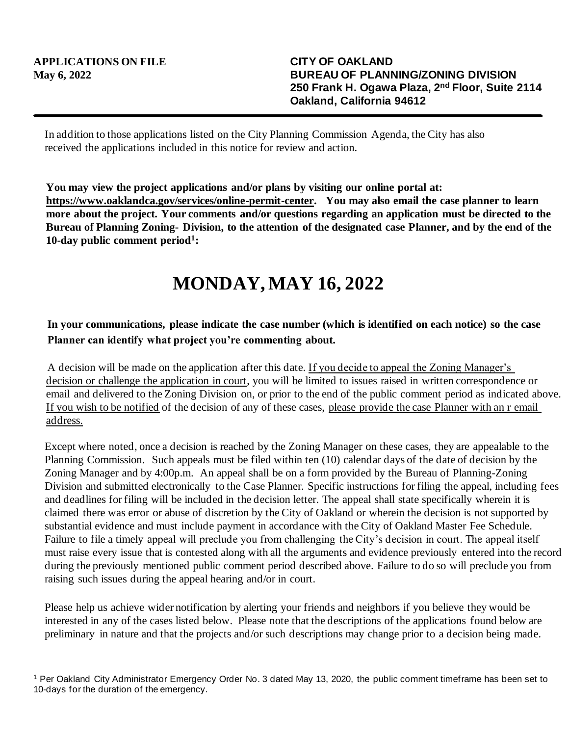**APPLICATIONS ON FILE**
**May 6, 2022**

**CITY OF OAKLAND**
**BUREAU OF PLANNING/ZONING DIVISION**
**250 Frank H. Ogawa Plaza, 2nd Floor, Suite 2114**
**Oakland, California 94612**

---

In addition to those applications listed on the City Planning Commission Agenda, the City has also received the applications included in this notice for review and action.

**You may view the project applications and/or plans by visiting our online portal at: https://www.oaklandca.gov/services/online-permit-center. You may also email the case planner to learn more about the project. Your comments and/or questions regarding an application must be directed to the Bureau of Planning Zoning- Division, to the attention of the designated case Planner, and by the end of the 10-day public comment period[1]:**

# MONDAY, MAY 16, 2022

**In your communications, please indicate the case number (which is identified on each notice) so the case Planner can identify what project you're commenting about.**

A decision will be made on the application after this date. If you decide to appeal the Zoning Manager's decision or challenge the application in court, you will be limited to issues raised in written correspondence or email and delivered to the Zoning Division on, or prior to the end of the public comment period as indicated above. If you wish to be notified of the decision of any of these cases, please provide the case Planner with an r email address.

Except where noted, once a decision is reached by the Zoning Manager on these cases, they are appealable to the Planning Commission. Such appeals must be filed within ten (10) calendar days of the date of decision by the Zoning Manager and by 4:00p.m. An appeal shall be on a form provided by the Bureau of Planning-Zoning Division and submitted electronically to the Case Planner. Specific instructions for filing the appeal, including fees and deadlines for filing will be included in the decision letter. The appeal shall state specifically wherein it is claimed there was error or abuse of discretion by the City of Oakland or wherein the decision is not supported by substantial evidence and must include payment in accordance with the City of Oakland Master Fee Schedule. Failure to file a timely appeal will preclude you from challenging the City's decision in court. The appeal itself must raise every issue that is contested along with all the arguments and evidence previously entered into the record during the previously mentioned public comment period described above. Failure to do so will preclude you from raising such issues during the appeal hearing and/or in court.

Please help us achieve wider notification by alerting your friends and neighbors if you believe they would be interested in any of the cases listed below. Please note that the descriptions of the applications found below are preliminary in nature and that the projects and/or such descriptions may change prior to a decision being made.

---

[1] Per Oakland City Administrator Emergency Order No. 3 dated May 13, 2020, the public comment timeframe has been set to 10-days for the duration of the emergency.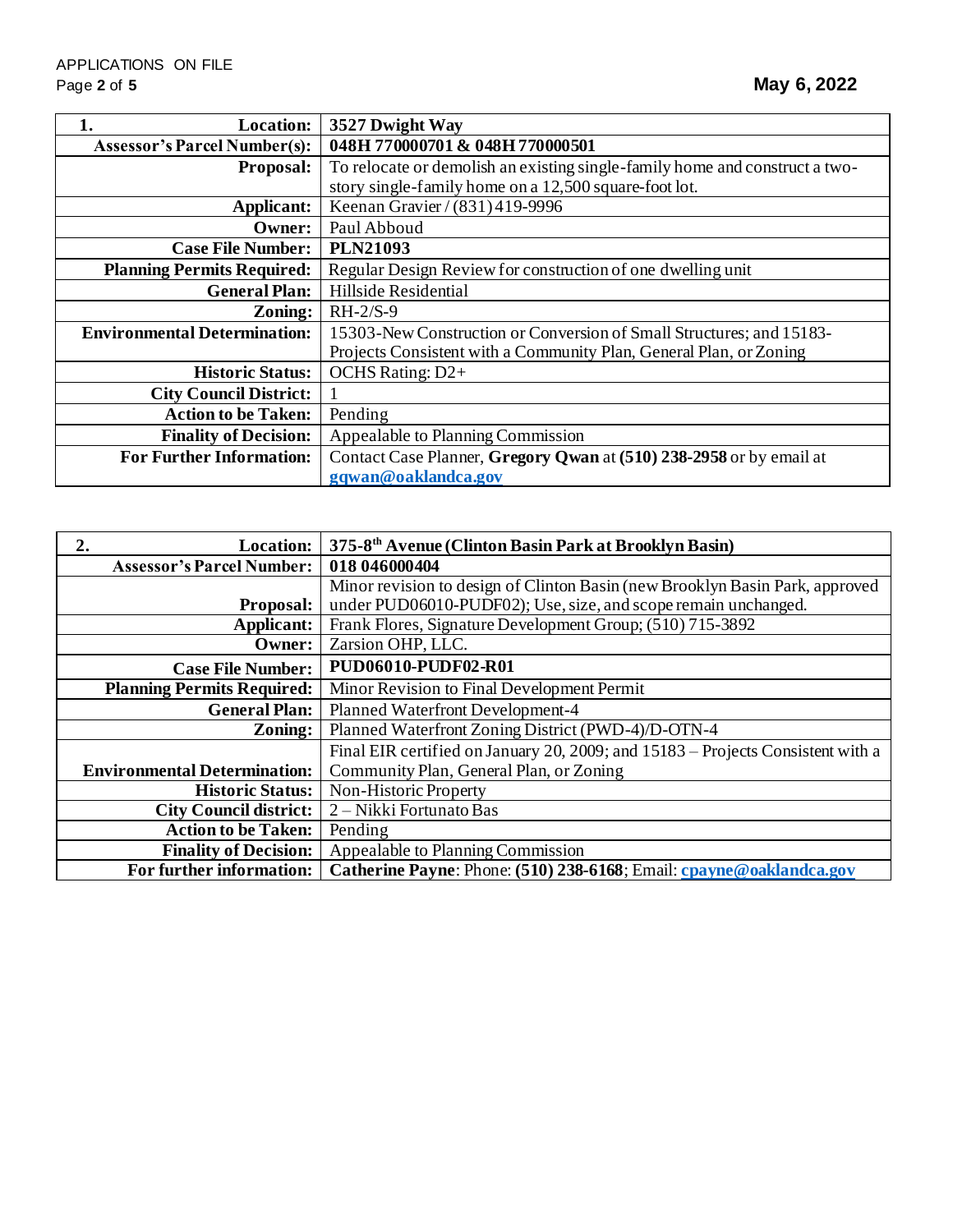| 1. Location: | 3527 Dwight Way |
|---|---|
| Assessor's Parcel Number(s): | 048H 770000701 & 048H 770000501 |
| Proposal: | To relocate or demolish an existing single-family home and construct a two-story single-family home on a 12,500 square-foot lot. |
| Applicant: | Keenan Gravier / (831) 419-9996 |
| Owner: | Paul Abboud |
| Case File Number: | PLN21093 |
| Planning Permits Required: | Regular Design Review for construction of one dwelling unit |
| General Plan: | Hillside Residential |
| Zoning: | RH-2/S-9 |
| Environmental Determination: | 15303-New Construction or Conversion of Small Structures; and 15183-Projects Consistent with a Community Plan, General Plan, or Zoning |
| Historic Status: | OCHS Rating: D2+ |
| City Council District: | 1 |
| Action to be Taken: | Pending |
| Finality of Decision: | Appealable to Planning Commission |
| For Further Information: | Contact Case Planner, **Gregory Qwan** at **(510) 238-2958** or by email at **gqwan@oaklandca.gov** |

| 2. Location: | 375-8th Avenue (Clinton Basin Park at Brooklyn Basin) |
|---|---|
| Assessor's Parcel Number: | 018 046000404 |
| Proposal: | Minor revision to design of Clinton Basin (new Brooklyn Basin Park, approved under PUD06010-PUDF02); Use, size, and scope remain unchanged. |
| Applicant: | Frank Flores, Signature Development Group; (510) 715-3892 |
| Owner: | Zarsion OHP, LLC. |
| Case File Number: | PUD06010-PUDF02-R01 |
| Planning Permits Required: | Minor Revision to Final Development Permit |
| General Plan: | Planned Waterfront Development-4 |
| Zoning: | Planned Waterfront Zoning District (PWD-4)/D-OTN-4 |
| Environmental Determination: | Final EIR certified on January 20, 2009; and 15183 – Projects Consistent with a Community Plan, General Plan, or Zoning |
| Historic Status: | Non-Historic Property |
| City Council district: | 2 – Nikki Fortunato Bas |
| Action to be Taken: | Pending |
| Finality of Decision: | Appealable to Planning Commission |
| For further information: | **Catherine Payne**: Phone: **(510) 238-6168**; Email: **cpayne@oaklandca.gov** |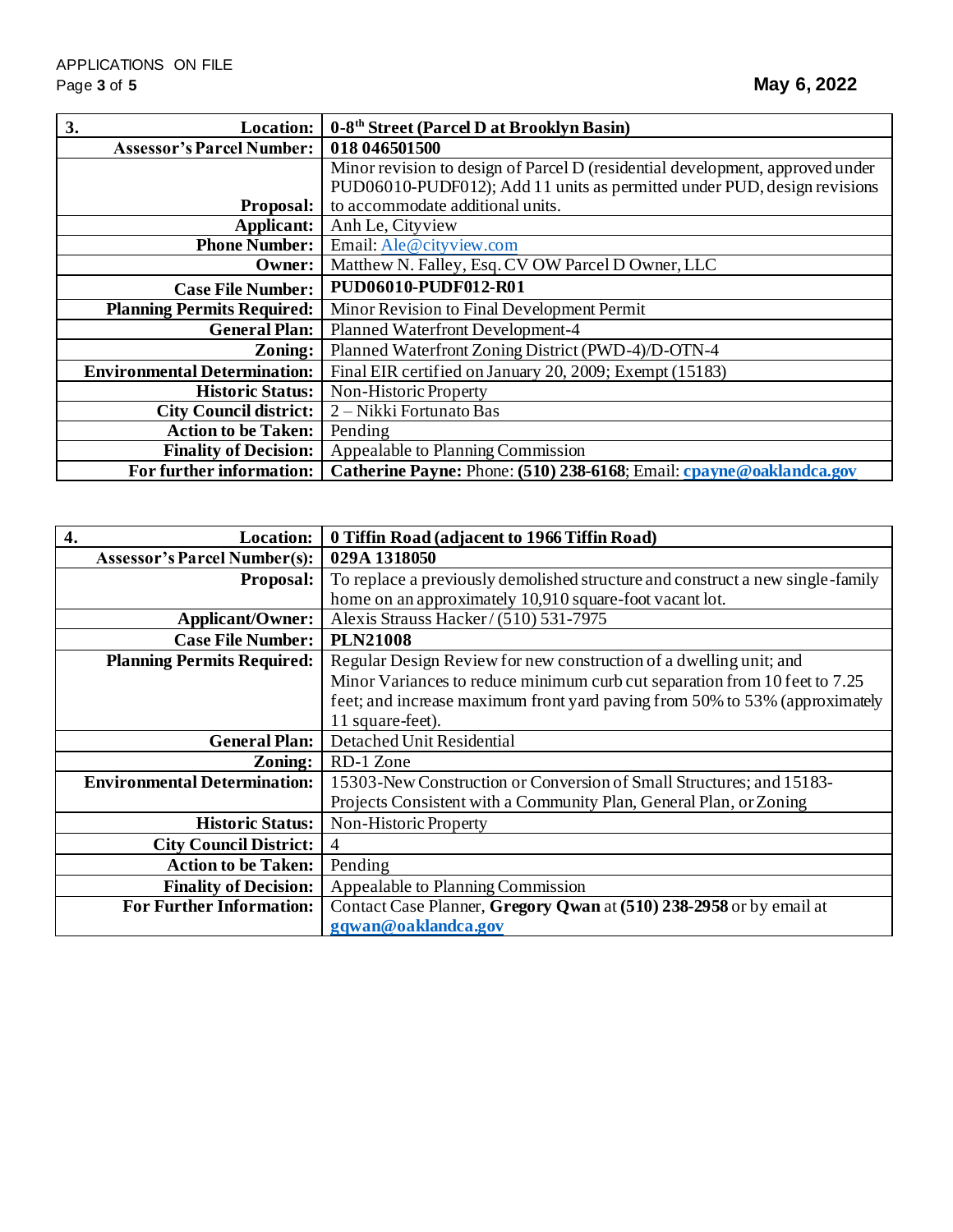| 3. Location: | 0-8th Street (Parcel D at Brooklyn Basin) |
|---|---|
| **Assessor's Parcel Number:** | **018 046501500** |
| **Proposal:** | Minor revision to design of Parcel D (residential development, approved under PUD06010-PUDF012); Add 11 units as permitted under PUD, design revisions to accommodate additional units. |
| **Applicant:** | Anh Le, Cityview |
| **Phone Number:** | Email: Ale@cityview.com |
| **Owner:** | Matthew N. Falley, Esq. CV OW Parcel D Owner, LLC |
| **Case File Number:** | **PUD06010-PUDF012-R01** |
| **Planning Permits Required:** | Minor Revision to Final Development Permit |
| **General Plan:** | Planned Waterfront Development-4 |
| **Zoning:** | Planned Waterfront Zoning District (PWD-4)/D-OTN-4 |
| **Environmental Determination:** | Final EIR certified on January 20, 2009; Exempt (15183) |
| **Historic Status:** | Non-Historic Property |
| **City Council district:** | 2 – Nikki Fortunato Bas |
| **Action to be Taken:** | Pending |
| **Finality of Decision:** | Appealable to Planning Commission |
| **For further information:** | **Catherine Payne:** Phone: **(510) 238-6168**; Email: **cpayne@oaklandca.gov** |

| 4. Location: | 0 Tiffin Road (adjacent to 1966 Tiffin Road) |
|---|---|
| **Assessor's Parcel Number(s):** | **029A 1318050** |
| **Proposal:** | To replace a previously demolished structure and construct a new single-family home on an approximately 10,910 square-foot vacant lot. |
| **Applicant/Owner:** | Alexis Strauss Hacker / (510) 531-7975 |
| **Case File Number:** | **PLN21008** |
| **Planning Permits Required:** | Regular Design Review for new construction of a dwelling unit; and Minor Variances to reduce minimum curb cut separation from 10 feet to 7.25 feet; and increase maximum front yard paving from 50% to 53% (approximately 11 square-feet). |
| **General Plan:** | Detached Unit Residential |
| **Zoning:** | RD-1 Zone |
| **Environmental Determination:** | 15303-New Construction or Conversion of Small Structures; and 15183-Projects Consistent with a Community Plan, General Plan, or Zoning |
| **Historic Status:** | Non-Historic Property |
| **City Council District:** | 4 |
| **Action to be Taken:** | Pending |
| **Finality of Decision:** | Appealable to Planning Commission |
| **For Further Information:** | Contact Case Planner, **Gregory Qwan** at **(510) 238-2958** or by email at **gqwan@oaklandca.gov** |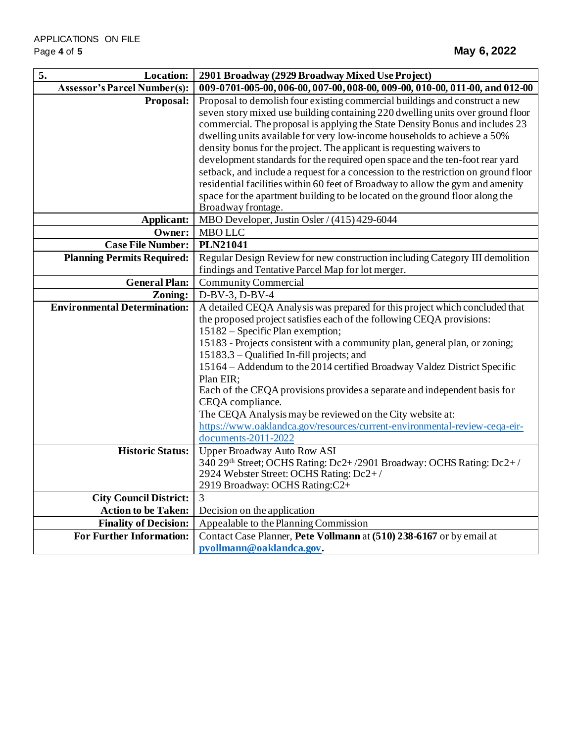| 5. Location: | 2901 Broadway (2929 Broadway Mixed Use Project) |
|---:|---|
| **Assessor's Parcel Number(s):** | **009-0701-005-00, 006-00, 007-00, 008-00, 009-00, 010-00, 011-00, and 012-00** |
| **Proposal:** | Proposal to demolish four existing commercial buildings and construct a new seven story mixed use building containing 220 dwelling units over ground floor commercial. The proposal is applying the State Density Bonus and includes 23 dwelling units available for very low-income households to achieve a 50% density bonus for the project. The applicant is requesting waivers to development standards for the required open space and the ten-foot rear yard setback, and include a request for a concession to the restriction on ground floor residential facilities within 60 feet of Broadway to allow the gym and amenity space for the apartment building to be located on the ground floor along the Broadway frontage. |
| **Applicant:** | MBO Developer, Justin Osler / (415) 429-6044 |
| **Owner:** | MBO LLC |
| **Case File Number:** | **PLN21041** |
| **Planning Permits Required:** | Regular Design Review for new construction including Category III demolition findings and Tentative Parcel Map for lot merger. |
| **General Plan:** | Community Commercial |
| **Zoning:** | D-BV-3, D-BV-4 |
| **Environmental Determination:** | A detailed CEQA Analysis was prepared for this project which concluded that the proposed project satisfies each of the following CEQA provisions:<br>15182 – Specific Plan exemption;<br>15183 - Projects consistent with a community plan, general plan, or zoning;<br>15183.3 – Qualified In-fill projects; and<br>15164 – Addendum to the 2014 certified Broadway Valdez District Specific Plan EIR;<br>Each of the CEQA provisions provides a separate and independent basis for CEQA compliance.<br>The CEQA Analysis may be reviewed on the City website at:<br>https://www.oaklandca.gov/resources/current-environmental-review-ceqa-eir-documents-2011-2022 |
| **Historic Status:** | Upper Broadway Auto Row ASI<br>340 29th Street; OCHS Rating: Dc2+ /2901 Broadway: OCHS Rating: Dc2+ /<br>2924 Webster Street: OCHS Rating: Dc2+ /<br>2919 Broadway: OCHS Rating:C2+ |
| **City Council District:** | 3 |
| **Action to be Taken:** | Decision on the application |
| **Finality of Decision:** | Appealable to the Planning Commission |
| **For Further Information:** | Contact Case Planner, **Pete Vollmann** at **(510) 238-6167** or by email at **pvollmann@oaklandca.gov**. |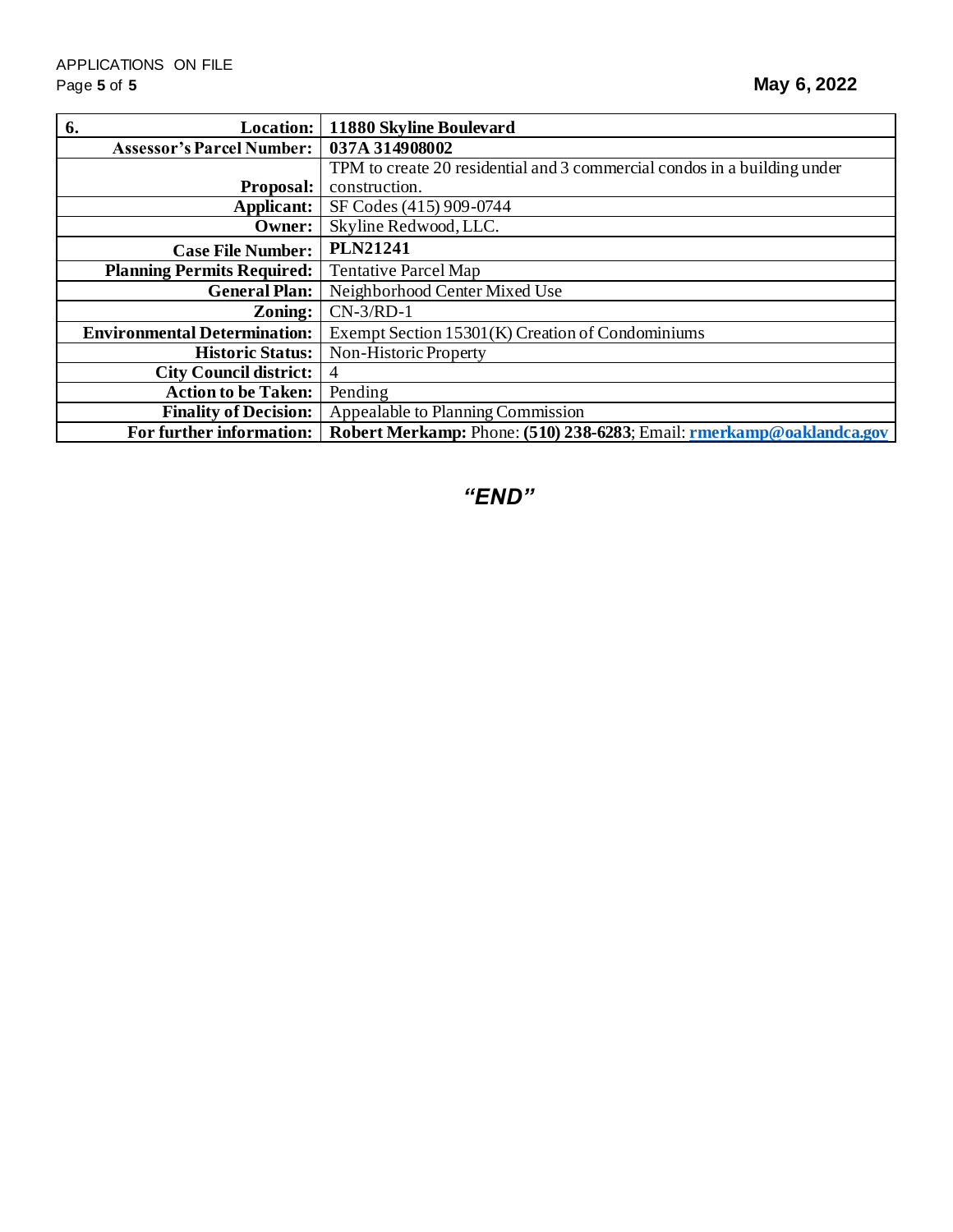| | |
|---|---|
| **6. Location:** | **11880 Skyline Boulevard** |
| **Assessor's Parcel Number:** | **037A 314908002** |
| **Proposal:** | TPM to create 20 residential and 3 commercial condos in a building under construction. |
| **Applicant:** | SF Codes (415) 909-0744 |
| **Owner:** | Skyline Redwood, LLC. |
| **Case File Number:** | **PLN21241** |
| **Planning Permits Required:** | Tentative Parcel Map |
| **General Plan:** | Neighborhood Center Mixed Use |
| **Zoning:** | CN-3/RD-1 |
| **Environmental Determination:** | Exempt Section 15301(K) Creation of Condominiums |
| **Historic Status:** | Non-Historic Property |
| **City Council district:** | 4 |
| **Action to be Taken:** | Pending |
| **Finality of Decision:** | Appealable to Planning Commission |
| **For further information:** | **Robert Merkamp:** Phone: **(510) 238-6283**; Email: **rmerkamp@oaklandca.gov** |

***"END"***